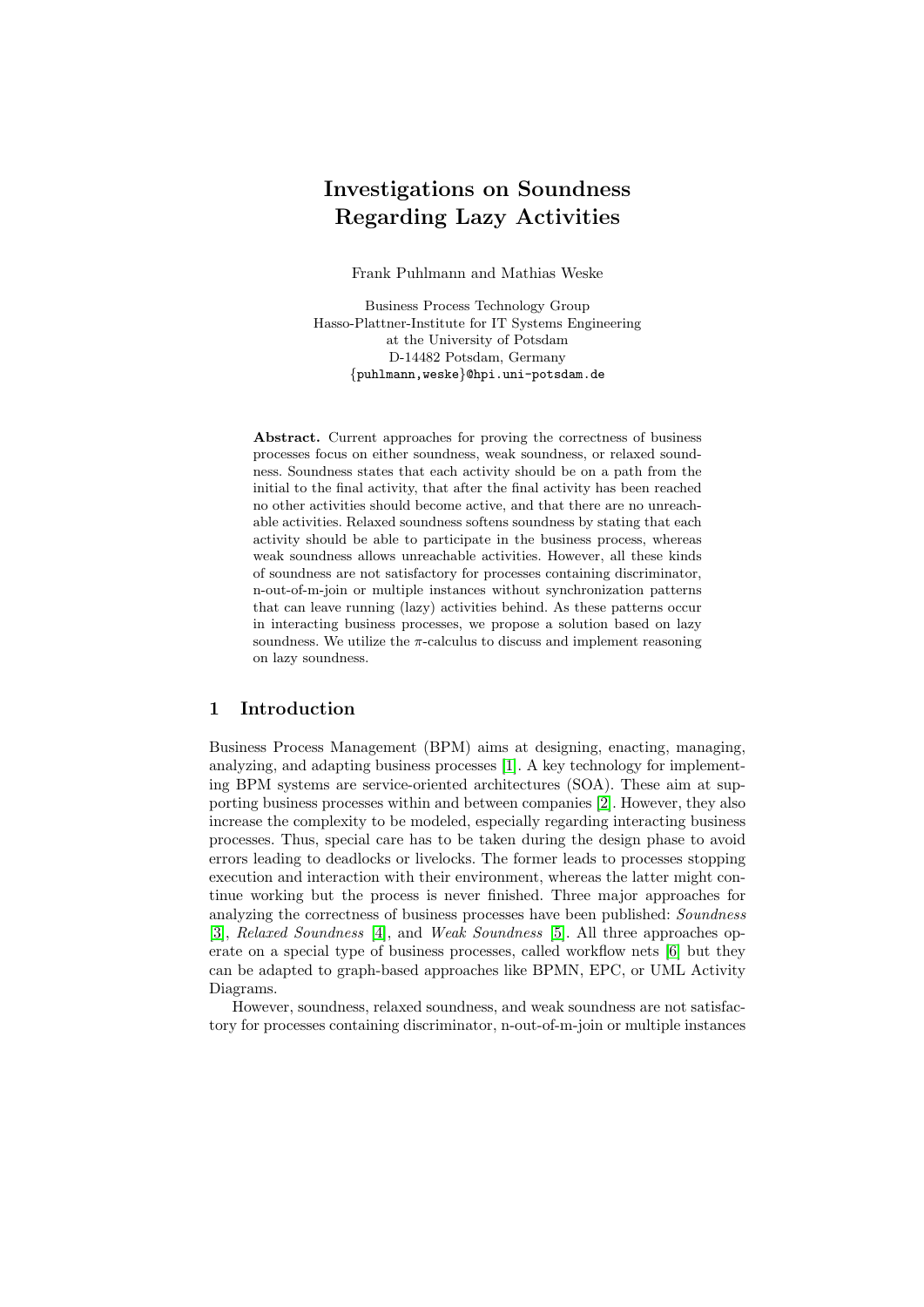# Investigations on Soundness Regarding Lazy Activities

Frank Puhlmann and Mathias Weske

Business Process Technology Group
Hasso-Plattner-Institute for IT Systems Engineering
at the University of Potsdam
D-14482 Potsdam, Germany
{puhlmann,weske}@hpi.uni-potsdam.de

**Abstract.** Current approaches for proving the correctness of business processes focus on either soundness, weak soundness, or relaxed soundness. Soundness states that each activity should be on a path from the initial to the final activity, that after the final activity has been reached no other activities should become active, and that there are no unreachable activities. Relaxed soundness softens soundness by stating that each activity should be able to participate in the business process, whereas weak soundness allows unreachable activities. However, all these kinds of soundness are not satisfactory for processes containing discriminator, n-out-of-m-join or multiple instances without synchronization patterns that can leave running (lazy) activities behind. As these patterns occur in interacting business processes, we propose a solution based on lazy soundness. We utilize the $\pi$-calculus to discuss and implement reasoning on lazy soundness.

## 1 Introduction

Business Process Management (BPM) aims at designing, enacting, managing, analyzing, and adapting business processes [1]. A key technology for implementing BPM systems are service-oriented architectures (SOA). These aim at supporting business processes within and between companies [2]. However, they also increase the complexity to be modeled, especially regarding interacting business processes. Thus, special care has to be taken during the design phase to avoid errors leading to deadlocks or livelocks. The former leads to processes stopping execution and interaction with their environment, whereas the latter might continue working but the process is never finished. Three major approaches for analyzing the correctness of business processes have been published: *Soundness* [3], *Relaxed Soundness* [4], and *Weak Soundness* [5]. All three approaches operate on a special type of business processes, called workflow nets [6] but they can be adapted to graph-based approaches like BPMN, EPC, or UML Activity Diagrams.

However, soundness, relaxed soundness, and weak soundness are not satisfactory for processes containing discriminator, n-out-of-m-join or multiple instances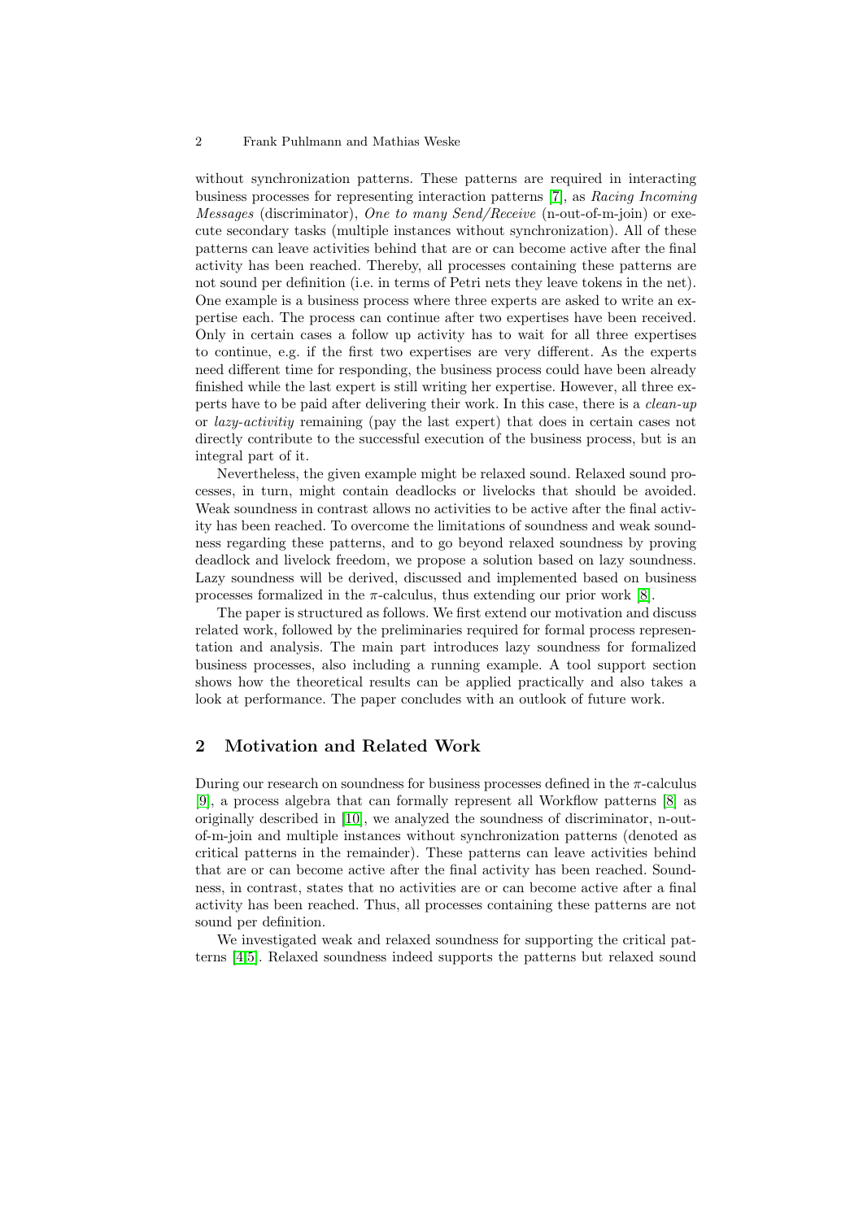without synchronization patterns. These patterns are required in interacting business processes for representing interaction patterns [7], as *Racing Incoming Messages* (discriminator), *One to many Send/Receive* (n-out-of-m-join) or execute secondary tasks (multiple instances without synchronization). All of these patterns can leave activities behind that are or can become active after the final activity has been reached. Thereby, all processes containing these patterns are not sound per definition (i.e. in terms of Petri nets they leave tokens in the net). One example is a business process where three experts are asked to write an expertise each. The process can continue after two expertises have been received. Only in certain cases a follow up activity has to wait for all three expertises to continue, e.g. if the first two expertises are very different. As the experts need different time for responding, the business process could have been already finished while the last expert is still writing her expertise. However, all three experts have to be paid after delivering their work. In this case, there is a *clean-up* or *lazy-activitiy* remaining (pay the last expert) that does in certain cases not directly contribute to the successful execution of the business process, but is an integral part of it.

Nevertheless, the given example might be relaxed sound. Relaxed sound processes, in turn, might contain deadlocks or livelocks that should be avoided. Weak soundness in contrast allows no activities to be active after the final activity has been reached. To overcome the limitations of soundness and weak soundness regarding these patterns, and to go beyond relaxed soundness by proving deadlock and livelock freedom, we propose a solution based on lazy soundness. Lazy soundness will be derived, discussed and implemented based on business processes formalized in the $\pi$-calculus, thus extending our prior work [8].

The paper is structured as follows. We first extend our motivation and discuss related work, followed by the preliminaries required for formal process representation and analysis. The main part introduces lazy soundness for formalized business processes, also including a running example. A tool support section shows how the theoretical results can be applied practically and also takes a look at performance. The paper concludes with an outlook of future work.

## 2 Motivation and Related Work

During our research on soundness for business processes defined in the $\pi$-calculus [9], a process algebra that can formally represent all Workflow patterns [8] as originally described in [10], we analyzed the soundness of discriminator, n-out-of-m-join and multiple instances without synchronization patterns (denoted as critical patterns in the remainder). These patterns can leave activities behind that are or can become active after the final activity has been reached. Soundness, in contrast, states that no activities are or can become active after a final activity has been reached. Thus, all processes containing these patterns are not sound per definition.

We investigated weak and relaxed soundness for supporting the critical patterns [4,5]. Relaxed soundness indeed supports the patterns but relaxed sound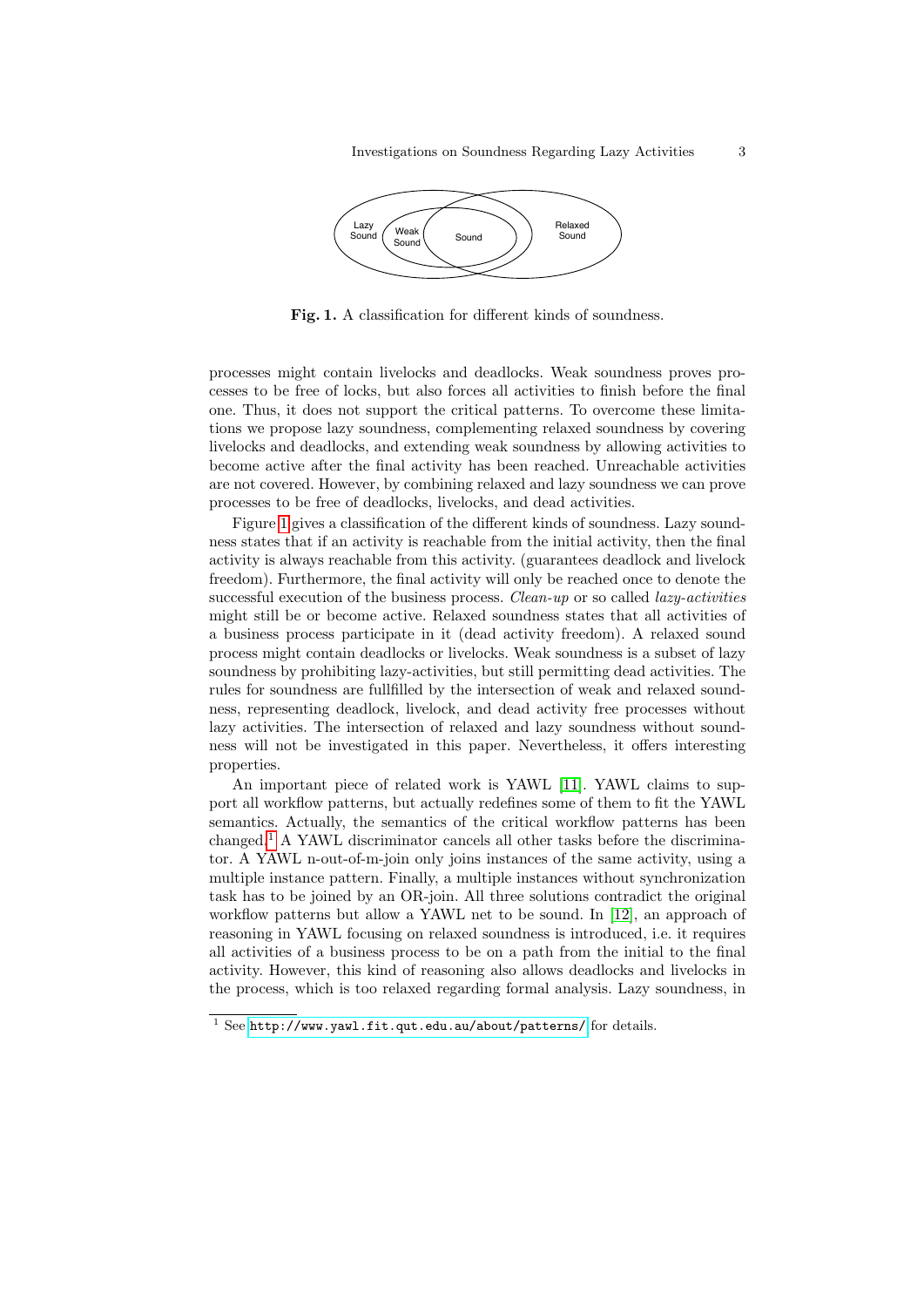Lazy Sound

Weak Sound

Sound

Relaxed Sound

**Fig. 1.** A classification for different kinds of soundness.

processes might contain livelocks and deadlocks. Weak soundness proves processes to be free of locks, but also forces all activities to finish before the final one. Thus, it does not support the critical patterns. To overcome these limitations we propose lazy soundness, complementing relaxed soundness by covering livelocks and deadlocks, and extending weak soundness by allowing activities to become active after the final activity has been reached. Unreachable activities are not covered. However, by combining relaxed and lazy soundness we can prove processes to be free of deadlocks, livelocks, and dead activities.

Figure 1 gives a classification of the different kinds of soundness. Lazy soundness states that if an activity is reachable from the initial activity, then the final activity is always reachable from this activity. (guarantees deadlock and livelock freedom). Furthermore, the final activity will only be reached once to denote the successful execution of the business process. *Clean-up* or so called *lazy-activities* might still be or become active. Relaxed soundness states that all activities of a business process participate in it (dead activity freedom). A relaxed sound process might contain deadlocks or livelocks. Weak soundness is a subset of lazy soundness by prohibiting lazy-activities, but still permitting dead activities. The rules for soundness are fullfilled by the intersection of weak and relaxed soundness, representing deadlock, livelock, and dead activity free processes without lazy activities. The intersection of relaxed and lazy soundness without soundness will not be investigated in this paper. Nevertheless, it offers interesting properties.

An important piece of related work is YAWL [11]. YAWL claims to support all workflow patterns, but actually redefines some of them to fit the YAWL semantics. Actually, the semantics of the critical workflow patterns has been changed.[1] A YAWL discriminator cancels all other tasks before the discriminator. A YAWL n-out-of-m-join only joins instances of the same activity, using a multiple instance pattern. Finally, a multiple instances without synchronization task has to be joined by an OR-join. All three solutions contradict the original workflow patterns but allow a YAWL net to be sound. In [12], an approach of reasoning in YAWL focusing on relaxed soundness is introduced, i.e. it requires all activities of a business process to be on a path from the initial to the final activity. However, this kind of reasoning also allows deadlocks and livelocks in the process, which is too relaxed regarding formal analysis. Lazy soundness, in

[1] See http://www.yawl.fit.qut.edu.au/about/patterns/ for details.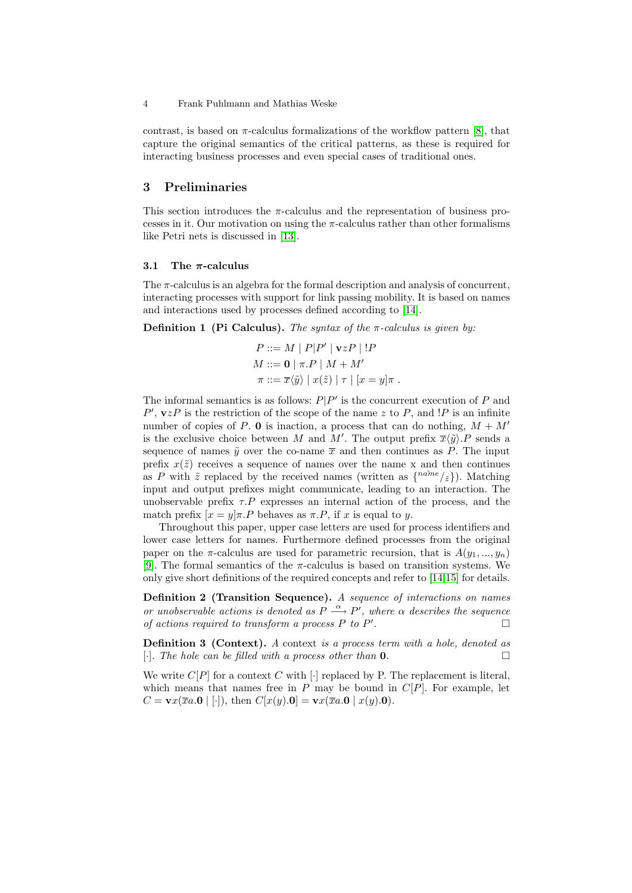contrast, is based on π-calculus formalizations of the workflow pattern [8], that capture the original semantics of the critical patterns, as these is required for interacting business processes and even special cases of traditional ones.

## 3 Preliminaries

This section introduces the π-calculus and the representation of business processes in it. Our motivation on using the π-calculus rather than other formalisms like Petri nets is discussed in [13].

### 3.1 The π-calculus

The π-calculus is an algebra for the formal description and analysis of concurrent, interacting processes with support for link passing mobility. It is based on names and interactions used by processes defined according to [14].

**Definition 1 (Pi Calculus).** *The syntax of the π-calculus is given by:*

$$
\begin{aligned}
P &::= M \mid P|P' \mid \mathbf{v}zP \mid !P \\
M &::= \mathbf{0} \mid \pi.P \mid M + M' \\
\pi &::= \overline{x}\langle\tilde{y}\rangle \mid x(\tilde{z}) \mid \tau \mid [x = y]\pi \;.
\end{aligned}
$$

The informal semantics is as follows: $P|P'$ is the concurrent execution of $P$ and $P'$, $\mathbf{v}zP$ is the restriction of the scope of the name $z$ to $P$, and $!P$ is an infinite number of copies of $P$. $\mathbf{0}$ is inaction, a process that can do nothing, $M + M'$ is the exclusive choice between $M$ and $M'$. The output prefix $\overline{x}\langle\tilde{y}\rangle.P$ sends a sequence of names $\tilde{y}$ over the co-name $\overline{x}$ and then continues as $P$. The input prefix $x(\tilde{z})$ receives a sequence of names over the name x and then continues as $P$ with $\tilde{z}$ replaced by the received names (written as $\{^{\tilde{name}}/_{\tilde{z}}\}$). Matching input and output prefixes might communicate, leading to an interaction. The unobservable prefix $\tau.P$ expresses an internal action of the process, and the match prefix $[x = y]\pi.P$ behaves as $\pi.P$, if $x$ is equal to $y$.

Throughout this paper, upper case letters are used for process identifiers and lower case letters for names. Furthermore defined processes from the original paper on the π-calculus are used for parametric recursion, that is $A(y_1, ..., y_n)$ [9]. The formal semantics of the π-calculus is based on transition systems. We only give short definitions of the required concepts and refer to [14,15] for details.

**Definition 2 (Transition Sequence).** *A sequence of interactions on names or unobservable actions is denoted as $P \xrightarrow{\alpha} P'$, where $\alpha$ describes the sequence of actions required to transform a process $P$ to $P'$.* □

**Definition 3 (Context).** *A* context *is a process term with a hole, denoted as $[\cdot]$. The hole can be filled with a process other than $\mathbf{0}$.* □

We write $C[P]$ for a context $C$ with $[\cdot]$ replaced by P. The replacement is literal, which means that names free in $P$ may be bound in $C[P]$. For example, let $C = \mathbf{v}x(\overline{x}a.\mathbf{0} \mid [\cdot])$, then $C[x(y).\mathbf{0}] = \mathbf{v}x(\overline{x}a.\mathbf{0} \mid x(y).\mathbf{0})$.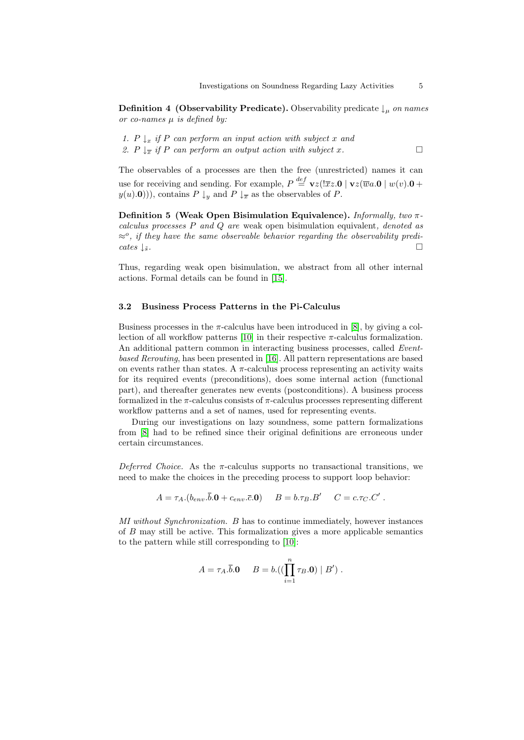**Definition 4 (Observability Predicate).** *Observability predicate $\downarrow_\mu$ on names or co-names $\mu$ is defined by:*

1. *$P \downarrow_x$ if $P$ can perform an input action with subject $x$ and*
2. *$P \downarrow_{\overline{x}}$ if $P$ can perform an output action with subject $x$.* □

The observables of a processes are then the free (unrestricted) names it can use for receiving and sending. For example, $P \stackrel{def}{=} \mathbf{v}z(!\overline{x}z.\mathbf{0} \mid \mathbf{v}z(\overline{w}a.\mathbf{0} \mid w(v).\mathbf{0} + y(u).\mathbf{0})))$, contains $P \downarrow_y$ and $P \downarrow_{\overline{x}}$ as the observables of $P$.

**Definition 5 (Weak Open Bisimulation Equivalence).** *Informally, two $\pi$-calculus processes $P$ and $Q$ are* weak open bisimulation equivalent*, denoted as $\approx^o$, if they have the same observable behavior regarding the observability predicates $\downarrow_{\tilde{s}}$.* □

Thus, regarding weak open bisimulation, we abstract from all other internal actions. Formal details can be found in [15].

### 3.2 Business Process Patterns in the Pi-Calculus

Business processes in the $\pi$-calculus have been introduced in [8], by giving a collection of all workflow patterns [10] in their respective $\pi$-calculus formalization. An additional pattern common in interacting business processes, called *Event-based Rerouting*, has been presented in [16]. All pattern representations are based on events rather than states. A $\pi$-calculus process representing an activity waits for its required events (preconditions), does some internal action (functional part), and thereafter generates new events (postconditions). A business process formalized in the $\pi$-calculus consists of $\pi$-calculus processes representing different workflow patterns and a set of names, used for representing events.

During our investigations on lazy soundness, some pattern formalizations from [8] had to be refined since their original definitions are erroneous under certain circumstances.

*Deferred Choice.* As the $\pi$-calculus supports no transactional transitions, we need to make the choices in the preceding process to support loop behavior:

$$A = \tau_A.(b_{env}.\overline{b}.\mathbf{0} + c_{env}.\overline{c}.\mathbf{0}) \quad B = b.\tau_B.B' \quad C = c.\tau_C.C' \ .$$

*MI without Synchronization.* $B$ has to continue immediately, however instances of $B$ may still be active. This formalization gives a more applicable semantics to the pattern while still corresponding to [10]:

$$A = \tau_A.\overline{b}.\mathbf{0} \quad B = b.((\prod_{i=1}^{n} \tau_B.\mathbf{0}) \mid B') \ .$$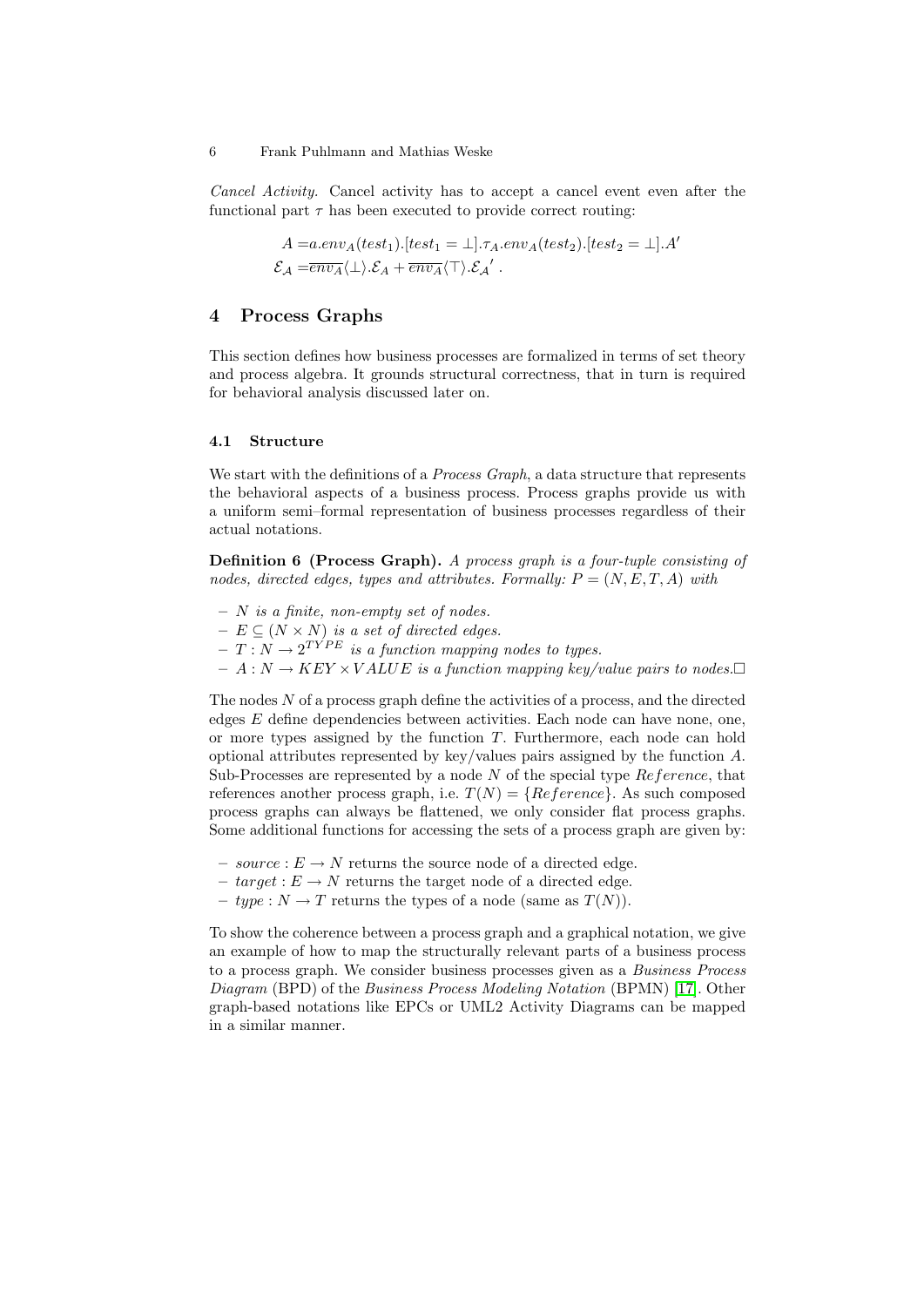*Cancel Activity.* Cancel activity has to accept a cancel event even after the functional part $\tau$ has been executed to provide correct routing:

$$A = a.env_A(test_1).[test_1 = \bot].\tau_A.env_A(test_2).[test_2 = \bot].A'$$
$$\mathcal{E}_\mathcal{A} = \overline{env_A}\langle\bot\rangle.\mathcal{E}_A + \overline{env_A}\langle\top\rangle.\mathcal{E}_\mathcal{A}{}' \ .$$

## 4 Process Graphs

This section defines how business processes are formalized in terms of set theory and process algebra. It grounds structural correctness, that in turn is required for behavioral analysis discussed later on.

### 4.1 Structure

We start with the definitions of a *Process Graph*, a data structure that represents the behavioral aspects of a business process. Process graphs provide us with a uniform semi–formal representation of business processes regardless of their actual notations.

**Definition 6 (Process Graph).** *A process graph is a four-tuple consisting of nodes, directed edges, types and attributes. Formally: $P = (N, E, T, A)$ with*

- *$N$ is a finite, non-empty set of nodes.*
- *$E \subseteq (N \times N)$ is a set of directed edges.*
- *$T : N \rightarrow 2^{TYPE}$ is a function mapping nodes to types.*
- *$A : N \rightarrow KEY \times VALUE$ is a function mapping key/value pairs to nodes.*$\square$

The nodes $N$ of a process graph define the activities of a process, and the directed edges $E$ define dependencies between activities. Each node can have none, one, or more types assigned by the function $T$. Furthermore, each node can hold optional attributes represented by key/values pairs assigned by the function $A$. Sub-Processes are represented by a node $N$ of the special type $Reference$, that references another process graph, i.e. $T(N) = \{Reference\}$. As such composed process graphs can always be flattened, we only consider flat process graphs. Some additional functions for accessing the sets of a process graph are given by:

- $source : E \rightarrow N$ returns the source node of a directed edge.
- $target : E \rightarrow N$ returns the target node of a directed edge.
- $type : N \rightarrow T$ returns the types of a node (same as $T(N)$).

To show the coherence between a process graph and a graphical notation, we give an example of how to map the structurally relevant parts of a business process to a process graph. We consider business processes given as a *Business Process Diagram* (BPD) of the *Business Process Modeling Notation* (BPMN) [17]. Other graph-based notations like EPCs or UML2 Activity Diagrams can be mapped in a similar manner.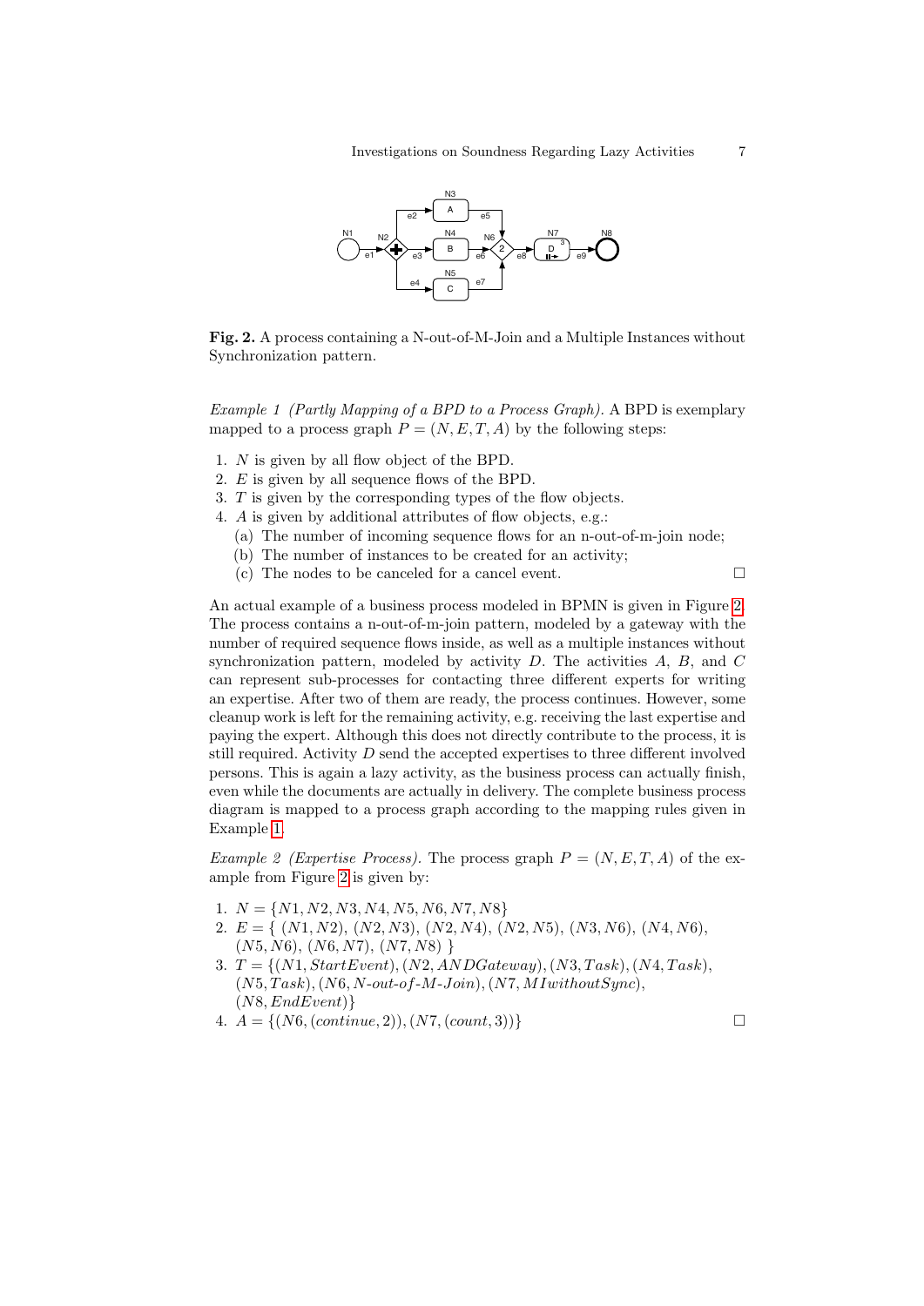**Fig. 2.** A process containing a N-out-of-M-Join and a Multiple Instances without Synchronization pattern.

*Example 1 (Partly Mapping of a BPD to a Process Graph).* A BPD is exemplary mapped to a process graph $P = (N, E, T, A)$ by the following steps:

1. $N$ is given by all flow object of the BPD.
2. $E$ is given by all sequence flows of the BPD.
3. $T$ is given by the corresponding types of the flow objects.
4. $A$ is given by additional attributes of flow objects, e.g.:
   (a) The number of incoming sequence flows for an n-out-of-m-join node;
   (b) The number of instances to be created for an activity;
   (c) The nodes to be canceled for a cancel event. □

An actual example of a business process modeled in BPMN is given in Figure 2. The process contains a n-out-of-m-join pattern, modeled by a gateway with the number of required sequence flows inside, as well as a multiple instances without synchronization pattern, modeled by activity $D$. The activities $A$, $B$, and $C$ can represent sub-processes for contacting three different experts for writing an expertise. After two of them are ready, the process continues. However, some cleanup work is left for the remaining activity, e.g. receiving the last expertise and paying the expert. Although this does not directly contribute to the process, it is still required. Activity $D$ send the accepted expertises to three different involved persons. This is again a lazy activity, as the business process can actually finish, even while the documents are actually in delivery. The complete business process diagram is mapped to a process graph according to the mapping rules given in Example 1.

*Example 2 (Expertise Process).* The process graph $P = (N, E, T, A)$ of the example from Figure 2 is given by:

1. $N = \{N1, N2, N3, N4, N5, N6, N7, N8\}$
2. $E = \{\ (N1, N2),\ (N2, N3),\ (N2, N4),\ (N2, N5),\ (N3, N6),\ (N4, N6),\ (N5, N6),\ (N6, N7),\ (N7, N8)\ \}$
3. $T = \{(N1, StartEvent), (N2, ANDGateway), (N3, Task), (N4, Task), (N5, Task), (N6, N\text{-}out\text{-}of\text{-}M\text{-}Join), (N7, MIwithoutSync), (N8, EndEvent)\}$
4. $A = \{(N6, (continue, 2)), (N7, (count, 3))\}$ □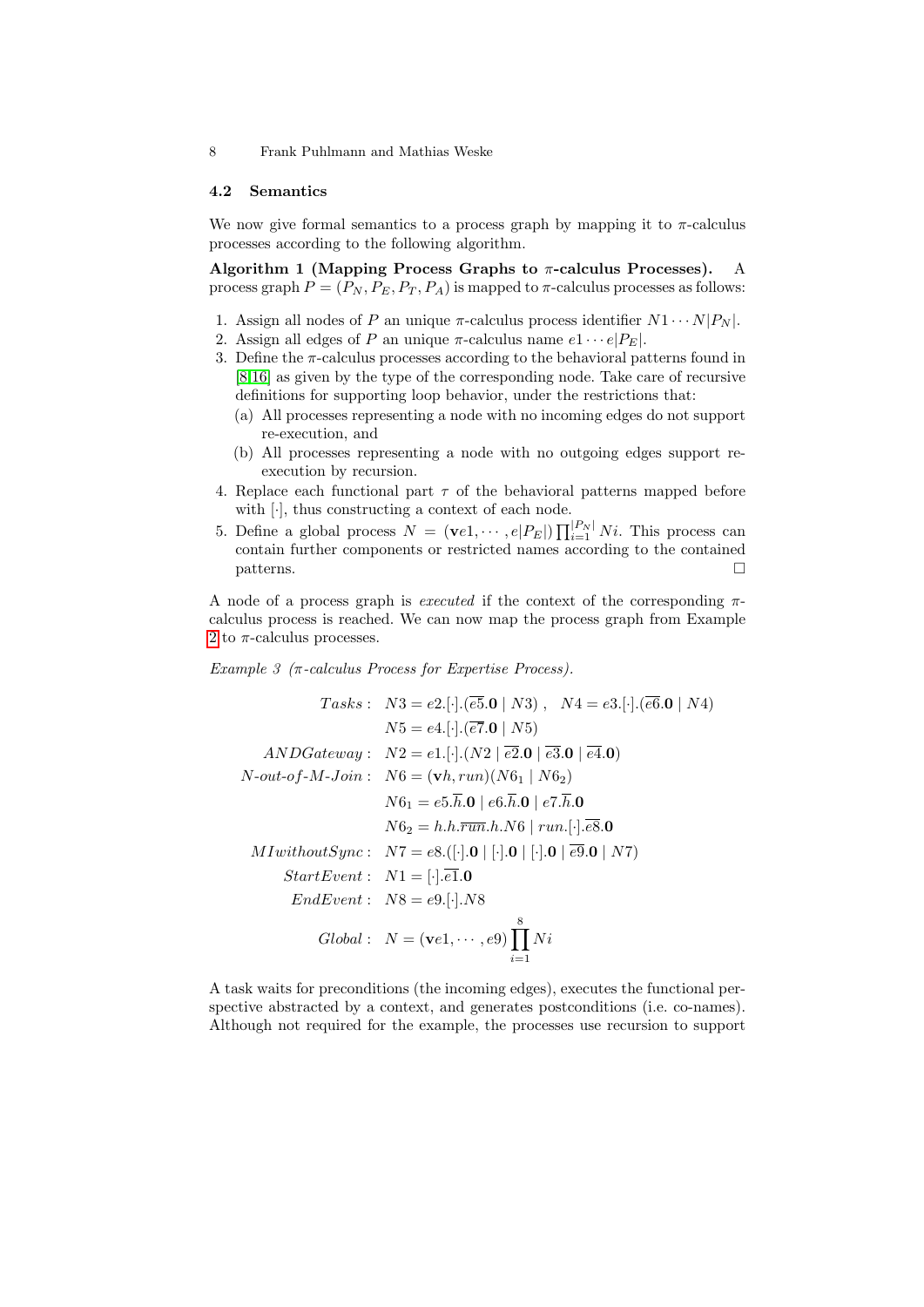### 4.2 Semantics

We now give formal semantics to a process graph by mapping it to $\pi$-calculus processes according to the following algorithm.

**Algorithm 1 (Mapping Process Graphs to $\pi$-calculus Processes).** A process graph $P = (P_N, P_E, P_T, P_A)$ is mapped to $\pi$-calculus processes as follows:

1. Assign all nodes of $P$ an unique $\pi$-calculus process identifier $N1 \cdots N|P_N|$.
2. Assign all edges of $P$ an unique $\pi$-calculus name $e1 \cdots e|P_E|$.
3. Define the $\pi$-calculus processes according to the behavioral patterns found in [8,16] as given by the type of the corresponding node. Take care of recursive definitions for supporting loop behavior, under the restrictions that:
   (a) All processes representing a node with no incoming edges do not support re-execution, and
   (b) All processes representing a node with no outgoing edges support re-execution by recursion.
4. Replace each functional part $\tau$ of the behavioral patterns mapped before with $[\cdot]$, thus constructing a context of each node.
5. Define a global process $N = (\mathbf{v}e1, \cdots, e|P_E|) \prod_{i=1}^{|P_N|} Ni$. This process can contain further components or restricted names according to the contained patterns. □

A node of a process graph is *executed* if the context of the corresponding $\pi$-calculus process is reached. We can now map the process graph from Example 2 to $\pi$-calculus processes.

*Example 3 ($\pi$-calculus Process for Expertise Process).*

$$
\begin{aligned}
Tasks: \quad & N3 = e2.[\cdot].(\overline{e5}.\mathbf{0} \mid N3)\ , \quad N4 = e3.[\cdot].(\overline{e6}.\mathbf{0} \mid N4) \\
& N5 = e4.[\cdot].(\overline{e7}.\mathbf{0} \mid N5) \\
ANDGateway: \quad & N2 = e1.[\cdot].(N2 \mid \overline{e2}.\mathbf{0} \mid \overline{e3}.\mathbf{0} \mid \overline{e4}.\mathbf{0}) \\
N\text{-}out\text{-}of\text{-}M\text{-}Join: \quad & N6 = (\mathbf{v}h, run)(N6_1 \mid N6_2) \\
& N6_1 = e5.\overline{h}.\mathbf{0} \mid e6.\overline{h}.\mathbf{0} \mid e7.\overline{h}.\mathbf{0} \\
& N6_2 = h.h.\overline{run}.h.N6 \mid run.[\cdot].\overline{e8}.\mathbf{0} \\
MIwithoutSync: \quad & N7 = e8.([\cdot].\mathbf{0} \mid [\cdot].\mathbf{0} \mid [\cdot].\mathbf{0} \mid \overline{e9}.\mathbf{0} \mid N7) \\
StartEvent: \quad & N1 = [\cdot].\overline{e1}.\mathbf{0} \\
EndEvent: \quad & N8 = e9.[\cdot].N8 \\
Global: \quad & N = (\mathbf{v}e1, \cdots, e9) \prod_{i=1}^{8} Ni
\end{aligned}
$$

A task waits for preconditions (the incoming edges), executes the functional perspective abstracted by a context, and generates postconditions (i.e. co-names). Although not required for the example, the processes use recursion to support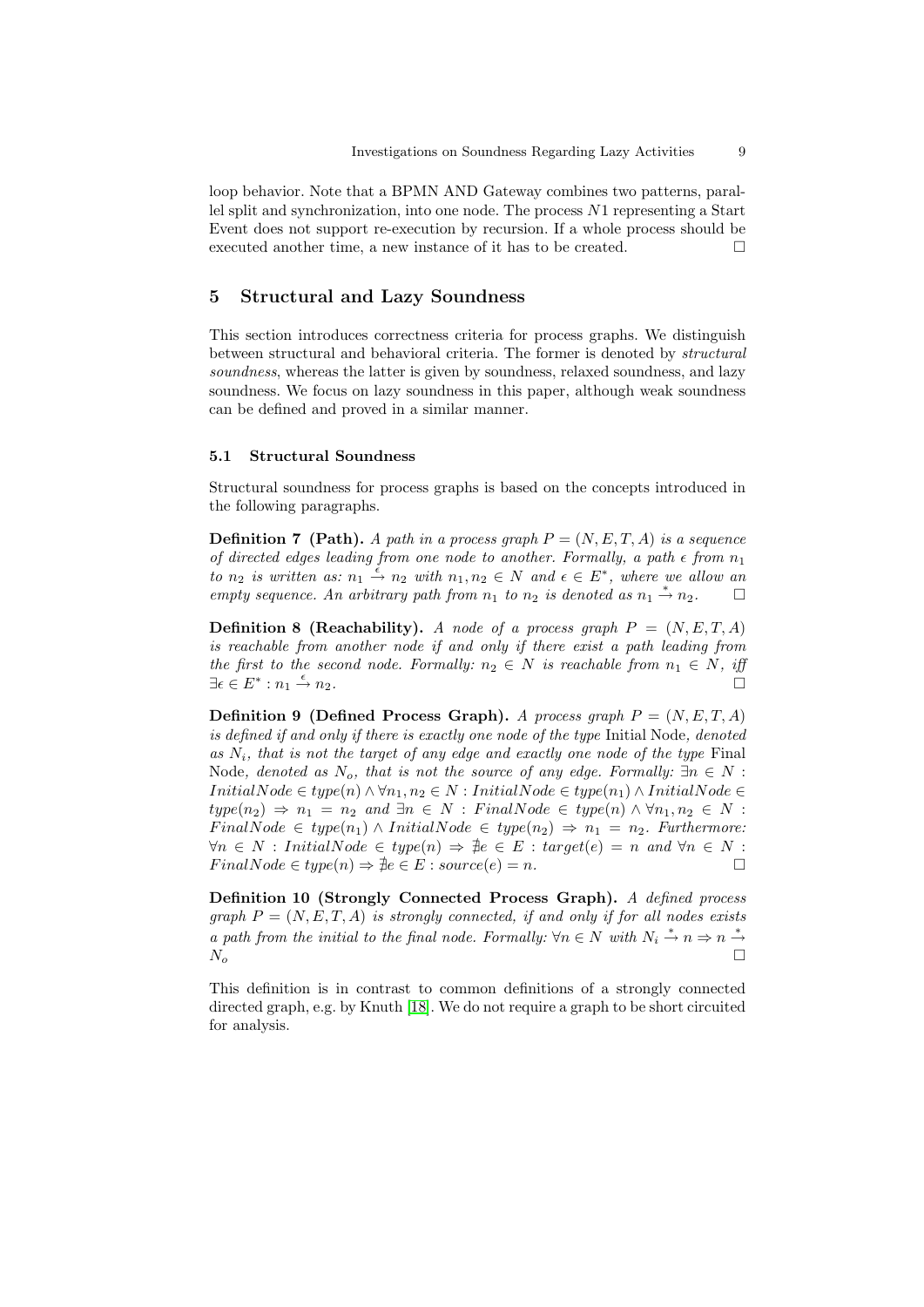loop behavior. Note that a BPMN AND Gateway combines two patterns, parallel split and synchronization, into one node. The process $N1$ representing a Start Event does not support re-execution by recursion. If a whole process should be executed another time, a new instance of it has to be created. □

## 5 Structural and Lazy Soundness

This section introduces correctness criteria for process graphs. We distinguish between structural and behavioral criteria. The former is denoted by *structural soundness*, whereas the latter is given by soundness, relaxed soundness, and lazy soundness. We focus on lazy soundness in this paper, although weak soundness can be defined and proved in a similar manner.

### 5.1 Structural Soundness

Structural soundness for process graphs is based on the concepts introduced in the following paragraphs.

**Definition 7 (Path).** *A path in a process graph $P = (N, E, T, A)$ is a sequence of directed edges leading from one node to another. Formally, a path $\epsilon$ from $n_1$ to $n_2$ is written as: $n_1 \xrightarrow{\epsilon} n_2$ with $n_1, n_2 \in N$ and $\epsilon \in E^*$, where we allow an empty sequence. An arbitrary path from $n_1$ to $n_2$ is denoted as $n_1 \xrightarrow{*} n_2$.* □

**Definition 8 (Reachability).** *A node of a process graph $P = (N, E, T, A)$ is reachable from another node if and only if there exist a path leading from the first to the second node. Formally: $n_2 \in N$ is reachable from $n_1 \in N$, iff $\exists \epsilon \in E^* : n_1 \xrightarrow{\epsilon} n_2$.* □

**Definition 9 (Defined Process Graph).** *A process graph $P = (N, E, T, A)$ is defined if and only if there is exactly one node of the type* Initial Node*, denoted as $N_i$, that is not the target of any edge and exactly one node of the type* Final Node*, denoted as $N_o$, that is not the source of any edge. Formally: $\exists n \in N : InitialNode \in type(n) \wedge \forall n_1, n_2 \in N : InitialNode \in type(n_1) \wedge InitialNode \in type(n_2) \Rightarrow n_1 = n_2$ and $\exists n \in N : FinalNode \in type(n) \wedge \forall n_1, n_2 \in N : FinalNode \in type(n_1) \wedge InitialNode \in type(n_2) \Rightarrow n_1 = n_2$. Furthermore: $\forall n \in N : InitialNode \in type(n) \Rightarrow \nexists e \in E : target(e) = n$ and $\forall n \in N : FinalNode \in type(n) \Rightarrow \nexists e \in E : source(e) = n$.* □

**Definition 10 (Strongly Connected Process Graph).** *A defined process graph $P = (N, E, T, A)$ is strongly connected, if and only if for all nodes exists a path from the initial to the final node. Formally: $\forall n \in N$ with $N_i \xrightarrow{*} n \Rightarrow n \xrightarrow{*} N_o$* □

This definition is in contrast to common definitions of a strongly connected directed graph, e.g. by Knuth [18]. We do not require a graph to be short circuited for analysis.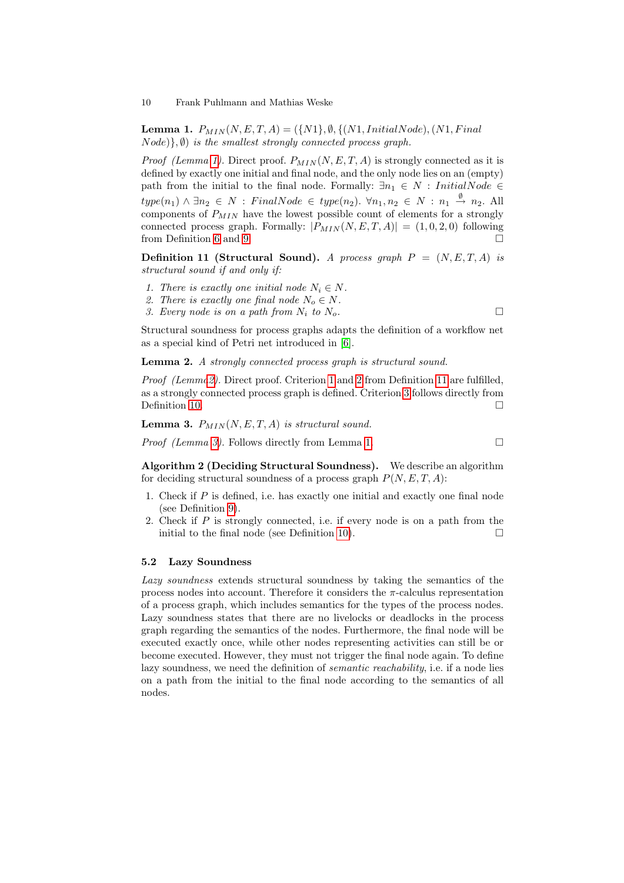**Lemma 1.** *$P_{MIN}(N, E, T, A) = (\{N1\}, \emptyset, \{(N1, InitialNode), (N1, FinalNode)\}, \emptyset)$ is the smallest strongly connected process graph.*

*Proof (Lemma 1).* Direct proof. $P_{MIN}(N, E, T, A)$ is strongly connected as it is defined by exactly one initial and final node, and the only node lies on an (empty) path from the initial to the final node. Formally: $\exists n_1 \in N : InitialNode \in type(n_1) \wedge \exists n_2 \in N : FinalNode \in type(n_2)$. $\forall n_1, n_2 \in N : n_1 \xrightarrow{\emptyset} n_2$. All components of $P_{MIN}$ have the lowest possible count of elements for a strongly connected process graph. Formally: $|P_{MIN}(N, E, T, A)| = (1, 0, 2, 0)$ following from Definition 6 and 9. □

**Definition 11 (Structural Sound).** *A process graph $P = (N, E, T, A)$ is structural sound if and only if:*

1. *There is exactly one initial node $N_i \in N$.*
2. *There is exactly one final node $N_o \in N$.*
3. *Every node is on a path from $N_i$ to $N_o$.* □

Structural soundness for process graphs adapts the definition of a workflow net as a special kind of Petri net introduced in [6].

**Lemma 2.** *A strongly connected process graph is structural sound.*

*Proof (Lemma 2).* Direct proof. Criterion 1 and 2 from Definition 11 are fulfilled, as a strongly connected process graph is defined. Criterion 3 follows directly from Definition 10. □

**Lemma 3.** *$P_{MIN}(N, E, T, A)$ is structural sound.*

*Proof (Lemma 3).* Follows directly from Lemma 1. □

**Algorithm 2 (Deciding Structural Soundness).** We describe an algorithm for deciding structural soundness of a process graph $P(N, E, T, A)$:

1. Check if $P$ is defined, i.e. has exactly one initial and exactly one final node (see Definition 9).
2. Check if $P$ is strongly connected, i.e. if every node is on a path from the initial to the final node (see Definition 10). □

### 5.2 Lazy Soundness

*Lazy soundness* extends structural soundness by taking the semantics of the process nodes into account. Therefore it considers the $\pi$-calculus representation of a process graph, which includes semantics for the types of the process nodes. Lazy soundness states that there are no livelocks or deadlocks in the process graph regarding the semantics of the nodes. Furthermore, the final node will be executed exactly once, while other nodes representing activities can still be or become executed. However, they must not trigger the final node again. To define lazy soundness, we need the definition of *semantic reachability*, i.e. if a node lies on a path from the initial to the final node according to the semantics of all nodes.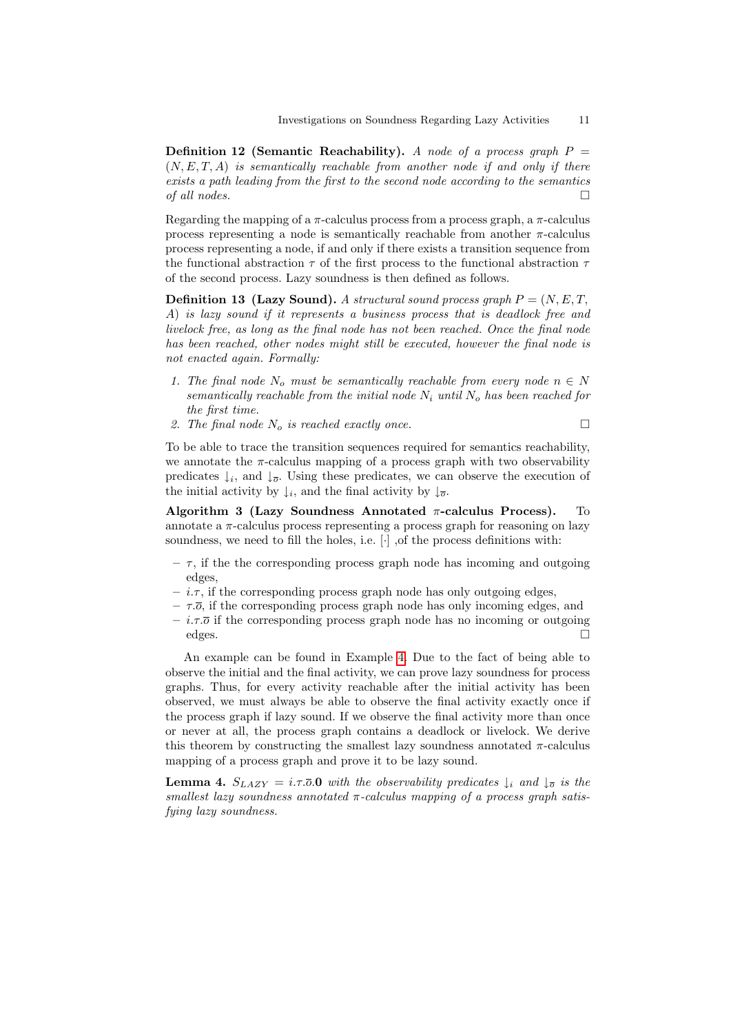**Definition 12 (Semantic Reachability).** *A node of a process graph $P = (N, E, T, A)$ is semantically reachable from another node if and only if there exists a path leading from the first to the second node according to the semantics of all nodes.* □

Regarding the mapping of a π-calculus process from a process graph, a π-calculus process representing a node is semantically reachable from another π-calculus process representing a node, if and only if there exists a transition sequence from the functional abstraction $\tau$ of the first process to the functional abstraction $\tau$ of the second process. Lazy soundness is then defined as follows.

**Definition 13 (Lazy Sound).** *A structural sound process graph $P = (N, E, T, A)$ is lazy sound if it represents a business process that is deadlock free and livelock free, as long as the final node has not been reached. Once the final node has been reached, other nodes might still be executed, however the final node is not enacted again. Formally:*

1. *The final node $N_o$ must be semantically reachable from every node $n \in N$ semantically reachable from the initial node $N_i$ until $N_o$ has been reached for the first time.*
2. *The final node $N_o$ is reached exactly once.* □

To be able to trace the transition sequences required for semantics reachability, we annotate the π-calculus mapping of a process graph with two observability predicates $\downarrow_i$, and $\downarrow_{\overline{o}}$. Using these predicates, we can observe the execution of the initial activity by $\downarrow_i$, and the final activity by $\downarrow_{\overline{o}}$.

**Algorithm 3 (Lazy Soundness Annotated π-calculus Process).** To annotate a π-calculus process representing a process graph for reasoning on lazy soundness, we need to fill the holes, i.e. $[\cdot]$ ,of the process definitions with:

- $\tau$, if the the corresponding process graph node has incoming and outgoing edges,
- $i.\tau$, if the corresponding process graph node has only outgoing edges,
- $\tau.\overline{o}$, if the corresponding process graph node has only incoming edges, and
- $i.\tau.\overline{o}$ if the corresponding process graph node has no incoming or outgoing edges. □

An example can be found in Example 4. Due to the fact of being able to observe the initial and the final activity, we can prove lazy soundness for process graphs. Thus, for every activity reachable after the initial activity has been observed, we must always be able to observe the final activity exactly once if the process graph if lazy sound. If we observe the final activity more than once or never at all, the process graph contains a deadlock or livelock. We derive this theorem by constructing the smallest lazy soundness annotated π-calculus mapping of a process graph and prove it to be lazy sound.

**Lemma 4.** *$S_{LAZY} = i.\tau.\overline{o}.\mathbf{0}$ with the observability predicates $\downarrow_i$ and $\downarrow_{\overline{o}}$ is the smallest lazy soundness annotated π-calculus mapping of a process graph satisfying lazy soundness.*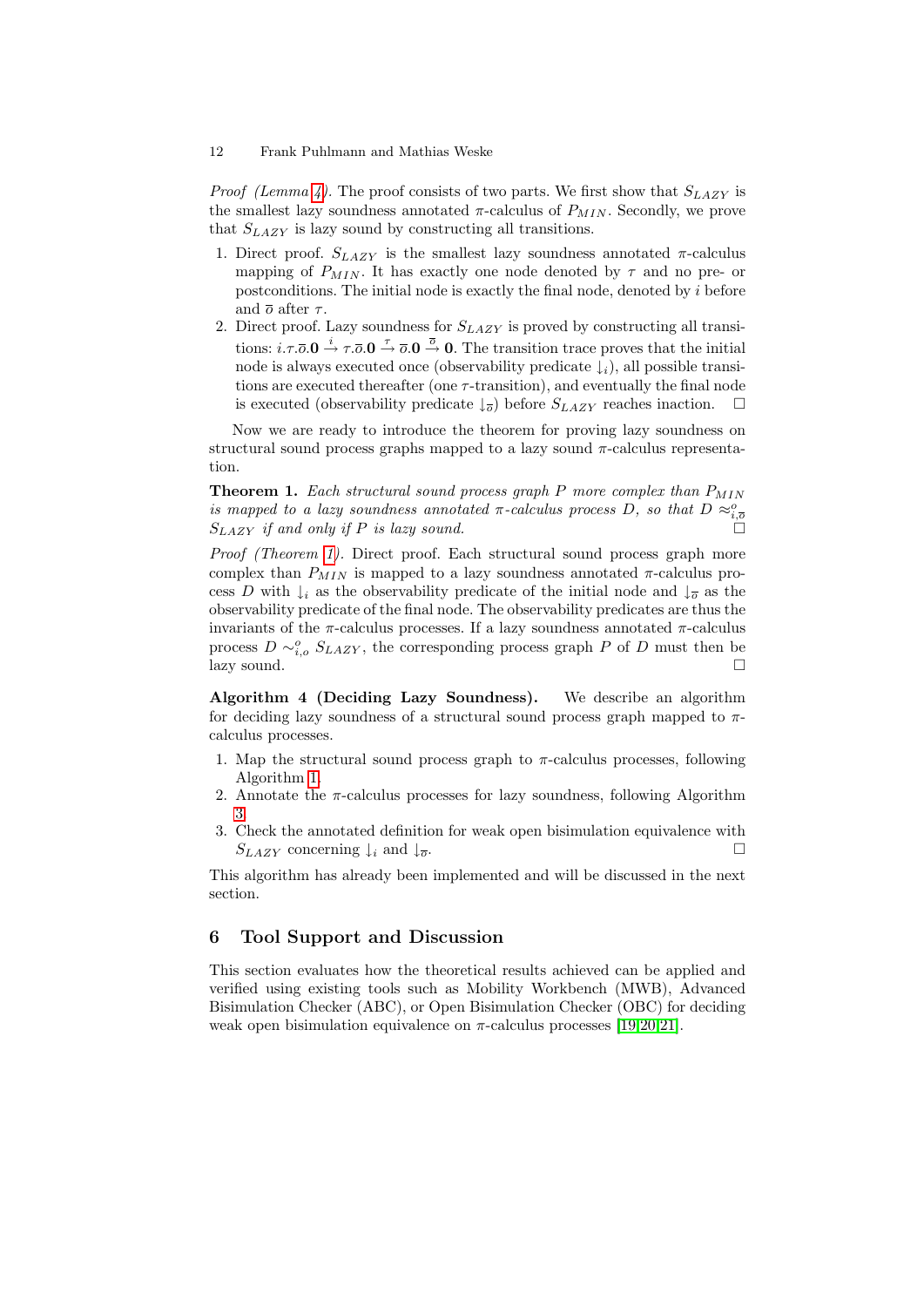*Proof (Lemma 4).* The proof consists of two parts. We first show that $S_{LAZY}$ is the smallest lazy soundness annotated $\pi$-calculus of $P_{MIN}$. Secondly, we prove that $S_{LAZY}$ is lazy sound by constructing all transitions.

1. Direct proof. $S_{LAZY}$ is the smallest lazy soundness annotated $\pi$-calculus mapping of $P_{MIN}$. It has exactly one node denoted by $\tau$ and no pre- or postconditions. The initial node is exactly the final node, denoted by $i$ before and $\overline{o}$ after $\tau$.
2. Direct proof. Lazy soundness for $S_{LAZY}$ is proved by constructing all transitions: $i.\tau.\overline{o}.\mathbf{0} \xrightarrow{i} \tau.\overline{o}.\mathbf{0} \xrightarrow{\tau} \overline{o}.\mathbf{0} \xrightarrow{\overline{o}} \mathbf{0}$. The transition trace proves that the initial node is always executed once (observability predicate $\downarrow_i$), all possible transitions are executed thereafter (one $\tau$-transition), and eventually the final node is executed (observability predicate $\downarrow_{\overline{o}}$) before $S_{LAZY}$ reaches inaction. □

Now we are ready to introduce the theorem for proving lazy soundness on structural sound process graphs mapped to a lazy sound $\pi$-calculus representation.

**Theorem 1.** *Each structural sound process graph $P$ more complex than $P_{MIN}$ is mapped to a lazy soundness annotated $\pi$-calculus process $D$, so that $D \approx^o_{i,\overline{o}} S_{LAZY}$ if and only if $P$ is lazy sound.* □

*Proof (Theorem 1).* Direct proof. Each structural sound process graph more complex than $P_{MIN}$ is mapped to a lazy soundness annotated $\pi$-calculus process $D$ with $\downarrow_i$ as the observability predicate of the initial node and $\downarrow_{\overline{o}}$ as the observability predicate of the final node. The observability predicates are thus the invariants of the $\pi$-calculus processes. If a lazy soundness annotated $\pi$-calculus process $D \sim^o_{i,o} S_{LAZY}$, the corresponding process graph $P$ of $D$ must then be lazy sound. □

**Algorithm 4 (Deciding Lazy Soundness).** We describe an algorithm for deciding lazy soundness of a structural sound process graph mapped to $\pi$-calculus processes.

1. Map the structural sound process graph to $\pi$-calculus processes, following Algorithm 1.
2. Annotate the $\pi$-calculus processes for lazy soundness, following Algorithm 3.
3. Check the annotated definition for weak open bisimulation equivalence with $S_{LAZY}$ concerning $\downarrow_i$ and $\downarrow_{\overline{o}}$. □

This algorithm has already been implemented and will be discussed in the next section.

## 6 Tool Support and Discussion

This section evaluates how the theoretical results achieved can be applied and verified using existing tools such as Mobility Workbench (MWB), Advanced Bisimulation Checker (ABC), or Open Bisimulation Checker (OBC) for deciding weak open bisimulation equivalence on $\pi$-calculus processes [19,20,21].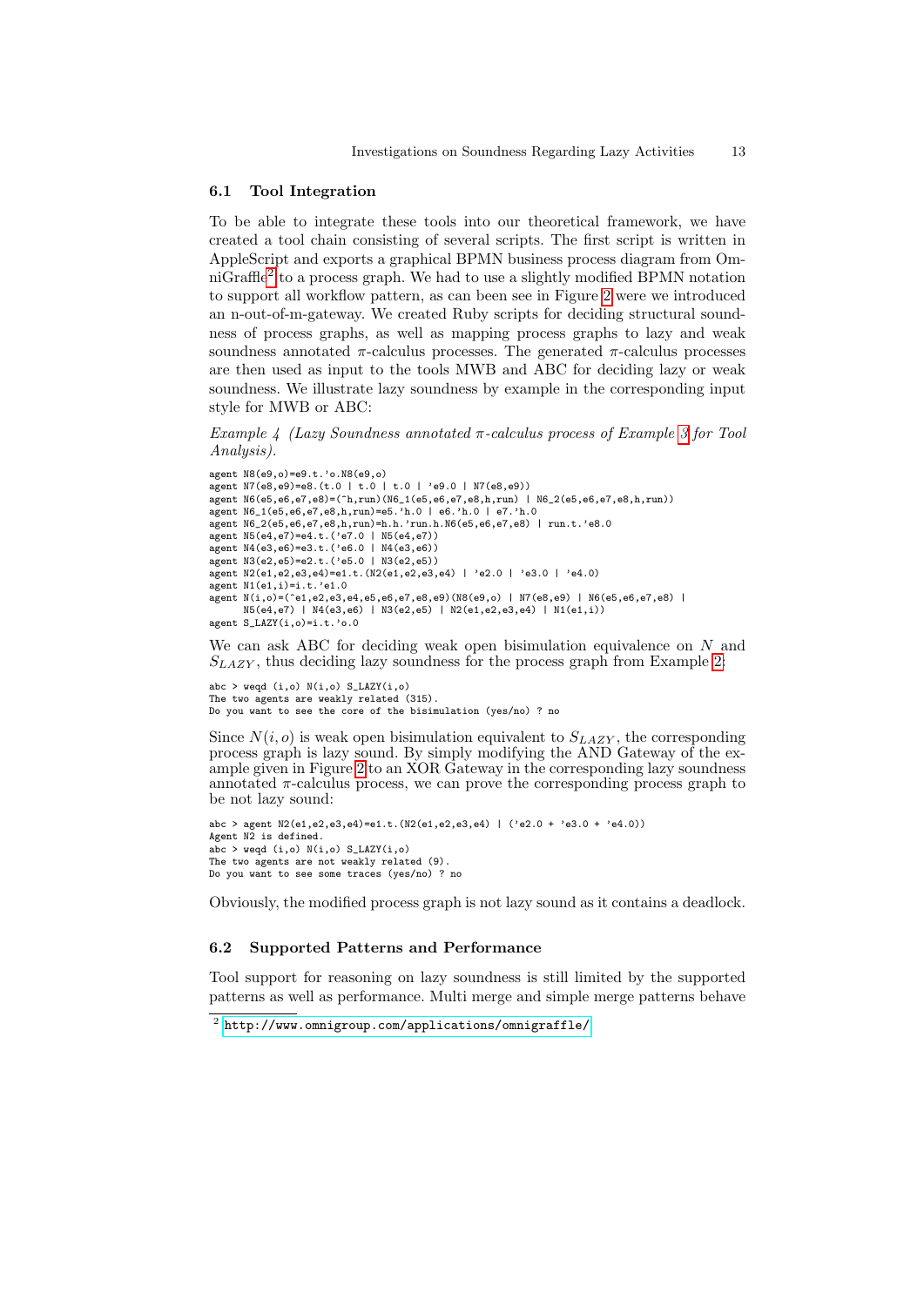### 6.1 Tool Integration

To be able to integrate these tools into our theoretical framework, we have created a tool chain consisting of several scripts. The first script is written in AppleScript and exports a graphical BPMN business process diagram from OmniGraffle[2] to a process graph. We had to use a slightly modified BPMN notation to support all workflow pattern, as can been see in Figure 2 were we introduced an n-out-of-m-gateway. We created Ruby scripts for deciding structural soundness of process graphs, as well as mapping process graphs to lazy and weak soundness annotated $\pi$-calculus processes. The generated $\pi$-calculus processes are then used as input to the tools MWB and ABC for deciding lazy or weak soundness. We illustrate lazy soundness by example in the corresponding input style for MWB or ABC:

*Example 4 (Lazy Soundness annotated $\pi$-calculus process of Example 3 for Tool Analysis).*

```
agent N8(e9,o)=e9.t.'o.N8(e9,o)
agent N7(e8,e9)=e8.(t.0 | t.0 | t.0 | 'e9.0 | N7(e8,e9))
agent N6(e5,e6,e7,e8)=(^h,run)(N6_1(e5,e6,e7,e8,h,run) | N6_2(e5,e6,e7,e8,h,run))
agent N6_1(e5,e6,e7,e8,h,run)=e5.'h.0 | e6.'h.0 | e7.'h.0
agent N6_2(e5,e6,e7,e8,h,run)=h.h.'run.h.N6(e5,e6,e7,e8) | run.t.'e8.0
agent N5(e4,e7)=e4.t.('e7.0 | N5(e4,e7))
agent N4(e3,e6)=e3.t.('e6.0 | N4(e3,e6))
agent N3(e2,e5)=e2.t.('e5.0 | N3(e2,e5))
agent N2(e1,e2,e3,e4)=e1.t.(N2(e1,e2,e3,e4) | 'e2.0 | 'e3.0 | 'e4.0)
agent N1(e1,i)=i.t.'e1.0
agent N(i,o)=(^e1,e2,e3,e4,e5,e6,e7,e8,e9)(N8(e9,o) | N7(e8,e9) | N6(e5,e6,e7,e8) |
      N5(e4,e7) | N4(e3,e6) | N3(e2,e5) | N2(e1,e2,e3,e4) | N1(e1,i))
agent S_LAZY(i,o)=i.t.'o.0
```

We can ask ABC for deciding weak open bisimulation equivalence on $N$ and $S_{LAZY}$, thus deciding lazy soundness for the process graph from Example 2:

```
abc > weqd (i,o) N(i,o) S_LAZY(i,o)
The two agents are weakly related (315).
Do you want to see the core of the bisimulation (yes/no) ? no
```

Since $N(i, o)$ is weak open bisimulation equivalent to $S_{LAZY}$, the corresponding process graph is lazy sound. By simply modifying the AND Gateway of the example given in Figure 2 to an XOR Gateway in the corresponding lazy soundness annotated $\pi$-calculus process, we can prove the corresponding process graph to be not lazy sound:

```
abc > agent N2(e1,e2,e3,e4)=e1.t.(N2(e1,e2,e3,e4) | ('e2.0 + 'e3.0 + 'e4.0))
Agent N2 is defined.
abc > weqd (i,o) N(i,o) S_LAZY(i,o)
The two agents are not weakly related (9).
Do you want to see some traces (yes/no) ? no
```

Obviously, the modified process graph is not lazy sound as it contains a deadlock.

### 6.2 Supported Patterns and Performance

Tool support for reasoning on lazy soundness is still limited by the supported patterns as well as performance. Multi merge and simple merge patterns behave

[2] http://www.omnigroup.com/applications/omnigraffle/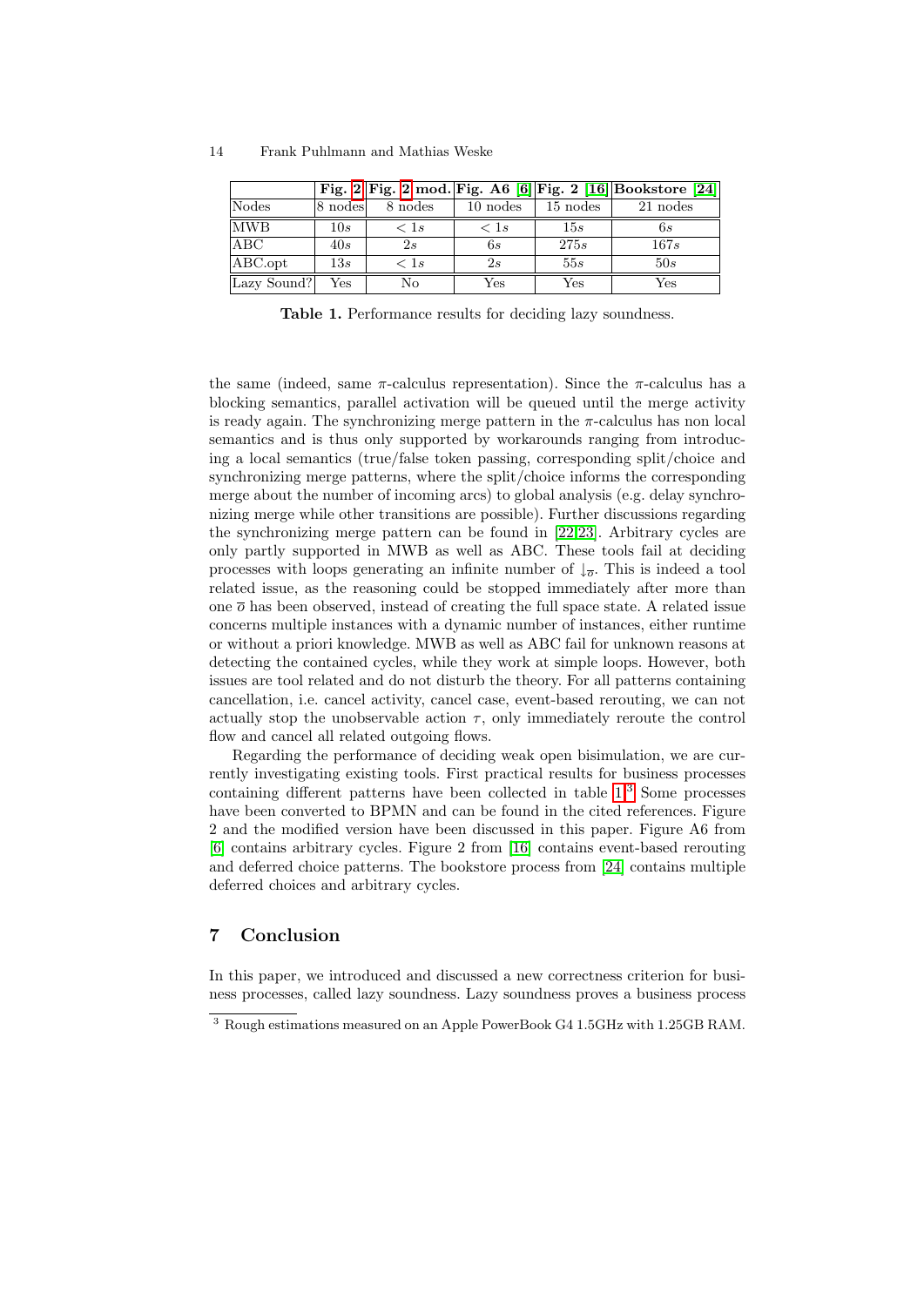| | **Fig. [2]** | **Fig. [2] mod.** | **Fig. A6 [6]** | **Fig. 2 [16]** | **Bookstore [24]** |
|---|---|---|---|---|---|
| Nodes | 8 nodes | 8 nodes | 10 nodes | 15 nodes | 21 nodes |
| MWB | $10s$ | $< 1s$ | $< 1s$ | $15s$ | $6s$ |
| ABC | $40s$ | $2s$ | $6s$ | $275s$ | $167s$ |
| ABC.opt | $13s$ | $< 1s$ | $2s$ | $55s$ | $50s$ |
| Lazy Sound? | Yes | No | Yes | Yes | Yes |

**Table 1.** Performance results for deciding lazy soundness.

the same (indeed, same $\pi$-calculus representation). Since the $\pi$-calculus has a blocking semantics, parallel activation will be queued until the merge activity is ready again. The synchronizing merge pattern in the $\pi$-calculus has non local semantics and is thus only supported by workarounds ranging from introducing a local semantics (true/false token passing, corresponding split/choice and synchronizing merge patterns, where the split/choice informs the corresponding merge about the number of incoming arcs) to global analysis (e.g. delay synchronizing merge while other transitions are possible). Further discussions regarding the synchronizing merge pattern can be found in [22,23]. Arbitrary cycles are only partly supported in MWB as well as ABC. These tools fail at deciding processes with loops generating an infinite number of $\downarrow_{\overline{o}}$. This is indeed a tool related issue, as the reasoning could be stopped immediately after more than one $\overline{o}$ has been observed, instead of creating the full space state. A related issue concerns multiple instances with a dynamic number of instances, either runtime or without a priori knowledge. MWB as well as ABC fail for unknown reasons at detecting the contained cycles, while they work at simple loops. However, both issues are tool related and do not disturb the theory. For all patterns containing cancellation, i.e. cancel activity, cancel case, event-based rerouting, we can not actually stop the unobservable action $\tau$, only immediately reroute the control flow and cancel all related outgoing flows.

Regarding the performance of deciding weak open bisimulation, we are currently investigating existing tools. First practical results for business processes containing different patterns have been collected in table 1.[3] Some processes have been converted to BPMN and can be found in the cited references. Figure 2 and the modified version have been discussed in this paper. Figure A6 from [6] contains arbitrary cycles. Figure 2 from [16] contains event-based rerouting and deferred choice patterns. The bookstore process from [24] contains multiple deferred choices and arbitrary cycles.

## 7 Conclusion

In this paper, we introduced and discussed a new correctness criterion for business processes, called lazy soundness. Lazy soundness proves a business process

[3] Rough estimations measured on an Apple PowerBook G4 1.5GHz with 1.25GB RAM.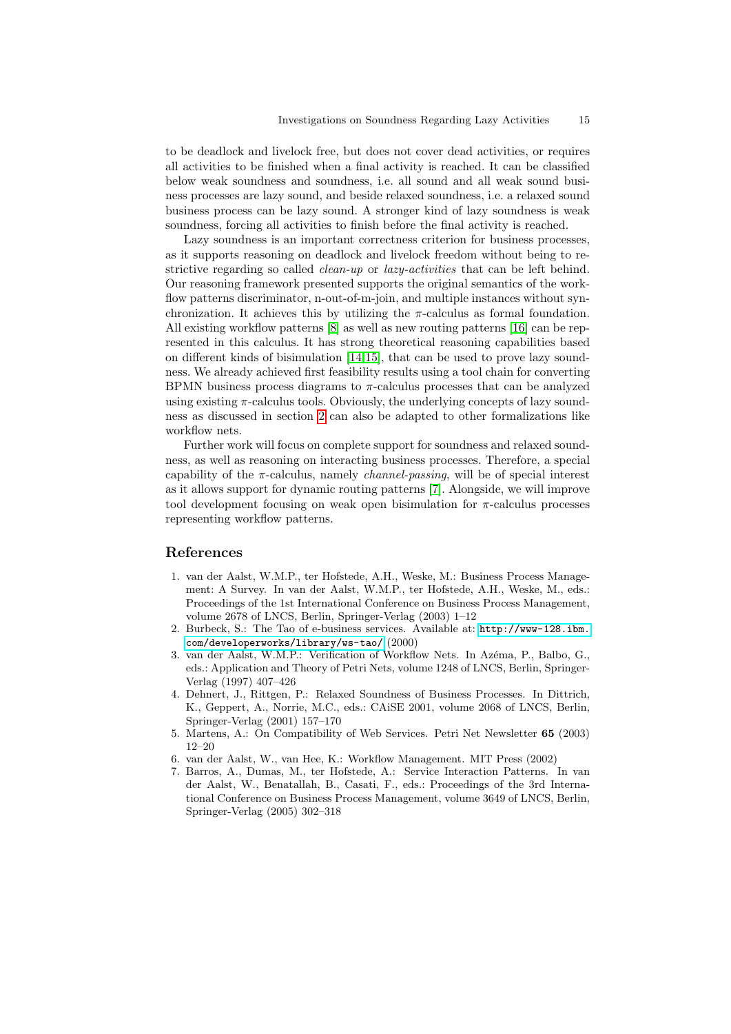to be deadlock and livelock free, but does not cover dead activities, or requires all activities to be finished when a final activity is reached. It can be classified below weak soundness and soundness, i.e. all sound and all weak sound business processes are lazy sound, and beside relaxed soundness, i.e. a relaxed sound business process can be lazy sound. A stronger kind of lazy soundness is weak soundness, forcing all activities to finish before the final activity is reached.

Lazy soundness is an important correctness criterion for business processes, as it supports reasoning on deadlock and livelock freedom without being to restrictive regarding so called *clean-up* or *lazy-activities* that can be left behind. Our reasoning framework presented supports the original semantics of the workflow patterns discriminator, n-out-of-m-join, and multiple instances without synchronization. It achieves this by utilizing the $\pi$-calculus as formal foundation. All existing workflow patterns [8] as well as new routing patterns [16] can be represented in this calculus. It has strong theoretical reasoning capabilities based on different kinds of bisimulation [14,15], that can be used to prove lazy soundness. We already achieved first feasibility results using a tool chain for converting BPMN business process diagrams to $\pi$-calculus processes that can be analyzed using existing $\pi$-calculus tools. Obviously, the underlying concepts of lazy soundness as discussed in section 2 can also be adapted to other formalizations like workflow nets.

Further work will focus on complete support for soundness and relaxed soundness, as well as reasoning on interacting business processes. Therefore, a special capability of the $\pi$-calculus, namely *channel-passing*, will be of special interest as it allows support for dynamic routing patterns [7]. Alongside, we will improve tool development focusing on weak open bisimulation for $\pi$-calculus processes representing workflow patterns.

## References

1. van der Aalst, W.M.P., ter Hofstede, A.H., Weske, M.: Business Process Management: A Survey. In van der Aalst, W.M.P., ter Hofstede, A.H., Weske, M., eds.: Proceedings of the 1st International Conference on Business Process Management, volume 2678 of LNCS, Berlin, Springer-Verlag (2003) 1–12
2. Burbeck, S.: The Tao of e-business services. Available at: http://www-128.ibm.com/developerworks/library/ws-tao/ (2000)
3. van der Aalst, W.M.P.: Verification of Workflow Nets. In Azéma, P., Balbo, G., eds.: Application and Theory of Petri Nets, volume 1248 of LNCS, Berlin, Springer-Verlag (1997) 407–426
4. Dehnert, J., Rittgen, P.: Relaxed Soundness of Business Processes. In Dittrich, K., Geppert, A., Norrie, M.C., eds.: CAiSE 2001, volume 2068 of LNCS, Berlin, Springer-Verlag (2001) 157–170
5. Martens, A.: On Compatibility of Web Services. Petri Net Newsletter **65** (2003) 12–20
6. van der Aalst, W., van Hee, K.: Workflow Management. MIT Press (2002)
7. Barros, A., Dumas, M., ter Hofstede, A.: Service Interaction Patterns. In van der Aalst, W., Benatallah, B., Casati, F., eds.: Proceedings of the 3rd International Conference on Business Process Management, volume 3649 of LNCS, Berlin, Springer-Verlag (2005) 302–318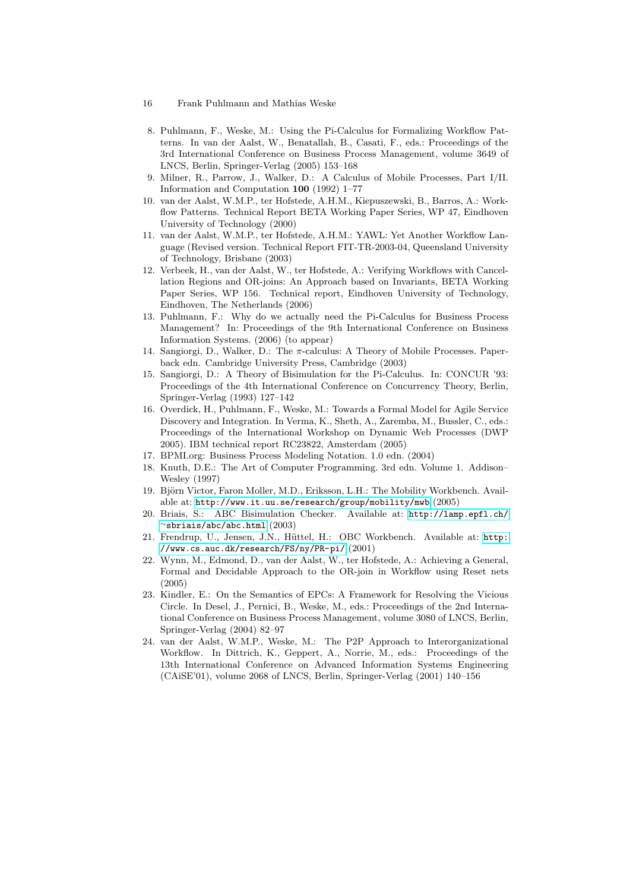8. Puhlmann, F., Weske, M.: Using the Pi-Calculus for Formalizing Workflow Patterns. In van der Aalst, W., Benatallah, B., Casati, F., eds.: Proceedings of the 3rd International Conference on Business Process Management, volume 3649 of LNCS, Berlin, Springer-Verlag (2005) 153–168
9. Milner, R., Parrow, J., Walker, D.: A Calculus of Mobile Processes, Part I/II. Information and Computation **100** (1992) 1–77
10. van der Aalst, W.M.P., ter Hofstede, A.H.M., Kiepuszewski, B., Barros, A.: Workflow Patterns. Technical Report BETA Working Paper Series, WP 47, Eindhoven University of Technology (2000)
11. van der Aalst, W.M.P., ter Hofstede, A.H.M.: YAWL: Yet Another Workflow Language (Revised version. Technical Report FIT-TR-2003-04, Queensland University of Technology, Brisbane (2003)
12. Verbeek, H., van der Aalst, W., ter Hofstede, A.: Verifying Workflows with Cancellation Regions and OR-joins: An Approach based on Invariants, BETA Working Paper Series, WP 156. Technical report, Eindhoven University of Technology, Eindhoven, The Netherlands (2006)
13. Puhlmann, F.: Why do we actually need the Pi-Calculus for Business Process Management? In: Proceedings of the 9th International Conference on Business Information Systems. (2006) (to appear)
14. Sangiorgi, D., Walker, D.: The $\pi$-calculus: A Theory of Mobile Processes. Paperback edn. Cambridge University Press, Cambridge (2003)
15. Sangiorgi, D.: A Theory of Bisimulation for the Pi-Calculus. In: CONCUR '93: Proceedings of the 4th International Conference on Concurrency Theory, Berlin, Springer-Verlag (1993) 127–142
16. Overdick, H., Puhlmann, F., Weske, M.: Towards a Formal Model for Agile Service Discovery and Integration. In Verma, K., Sheth, A., Zaremba, M., Bussler, C., eds.: Proceedings of the International Workshop on Dynamic Web Processes (DWP 2005). IBM technical report RC23822, Amsterdam (2005)
17. BPMI.org: Business Process Modeling Notation. 1.0 edn. (2004)
18. Knuth, D.E.: The Art of Computer Programming. 3rd edn. Volume 1. Addison–Wesley (1997)
19. Björn Victor, Faron Moller, M.D., Eriksson, L.H.: The Mobility Workbench. Available at: http://www.it.uu.se/research/group/mobility/mwb (2005)
20. Briais, S.: ABC Bisimulation Checker. Available at: http://lamp.epfl.ch/~sbriais/abc/abc.html (2003)
21. Frendrup, U., Jensen, J.N., Hüttel, H.: OBC Workbench. Available at: http://www.cs.auc.dk/research/FS/ny/PR-pi/ (2001)
22. Wynn, M., Edmond, D., van der Aalst, W., ter Hofstede, A.: Achieving a General, Formal and Decidable Approach to the OR-join in Workflow using Reset nets (2005)
23. Kindler, E.: On the Semantics of EPCs: A Framework for Resolving the Vicious Circle. In Desel, J., Pernici, B., Weske, M., eds.: Proceedings of the 2nd International Conference on Business Process Management, volume 3080 of LNCS, Berlin, Springer-Verlag (2004) 82–97
24. van der Aalst, W.M.P., Weske, M.: The P2P Approach to Interorganizational Workflow. In Dittrich, K., Geppert, A., Norrie, M., eds.: Proceedings of the 13th International Conference on Advanced Information Systems Engineering (CAiSE'01), volume 2068 of LNCS, Berlin, Springer-Verlag (2001) 140–156